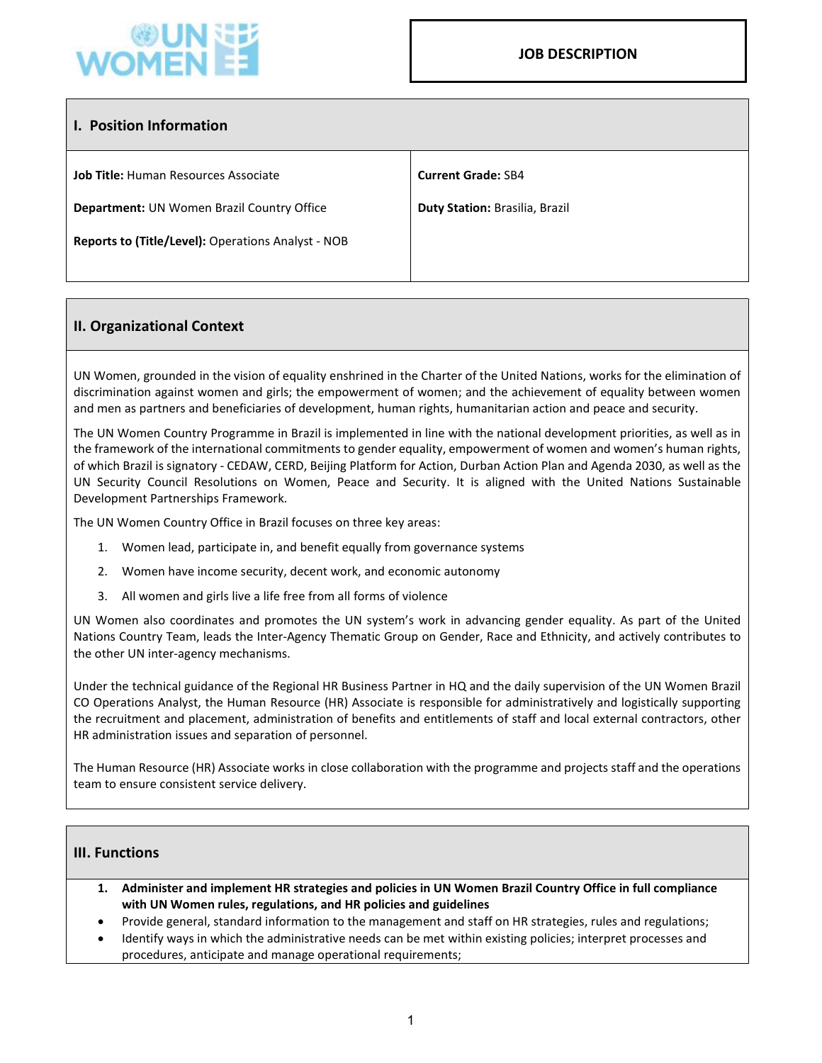**JOB DESCRIPTION**

## I. Position Information

| | |
|---|---|
| **Job Title:** Human Resources Associate | **Current Grade:** SB4 |
| **Department:** UN Women Brazil Country Office | **Duty Station:** Brasilia, Brazil |
| **Reports to (Title/Level):** Operations Analyst - NOB | |

## II. Organizational Context

UN Women, grounded in the vision of equality enshrined in the Charter of the United Nations, works for the elimination of discrimination against women and girls; the empowerment of women; and the achievement of equality between women and men as partners and beneficiaries of development, human rights, humanitarian action and peace and security.

The UN Women Country Programme in Brazil is implemented in line with the national development priorities, as well as in the framework of the international commitments to gender equality, empowerment of women and women's human rights, of which Brazil is signatory - CEDAW, CERD, Beijing Platform for Action, Durban Action Plan and Agenda 2030, as well as the UN Security Council Resolutions on Women, Peace and Security. It is aligned with the United Nations Sustainable Development Partnerships Framework.

The UN Women Country Office in Brazil focuses on three key areas:

1. Women lead, participate in, and benefit equally from governance systems
2. Women have income security, decent work, and economic autonomy
3. All women and girls live a life free from all forms of violence

UN Women also coordinates and promotes the UN system's work in advancing gender equality. As part of the United Nations Country Team, leads the Inter-Agency Thematic Group on Gender, Race and Ethnicity, and actively contributes to the other UN inter-agency mechanisms.

Under the technical guidance of the Regional HR Business Partner in HQ and the daily supervision of the UN Women Brazil CO Operations Analyst, the Human Resource (HR) Associate is responsible for administratively and logistically supporting the recruitment and placement, administration of benefits and entitlements of staff and local external contractors, other HR administration issues and separation of personnel.

The Human Resource (HR) Associate works in close collaboration with the programme and projects staff and the operations team to ensure consistent service delivery.

## III. Functions

1. **Administer and implement HR strategies and policies in UN Women Brazil Country Office in full compliance with UN Women rules, regulations, and HR policies and guidelines**

- Provide general, standard information to the management and staff on HR strategies, rules and regulations;
- Identify ways in which the administrative needs can be met within existing policies; interpret processes and procedures, anticipate and manage operational requirements;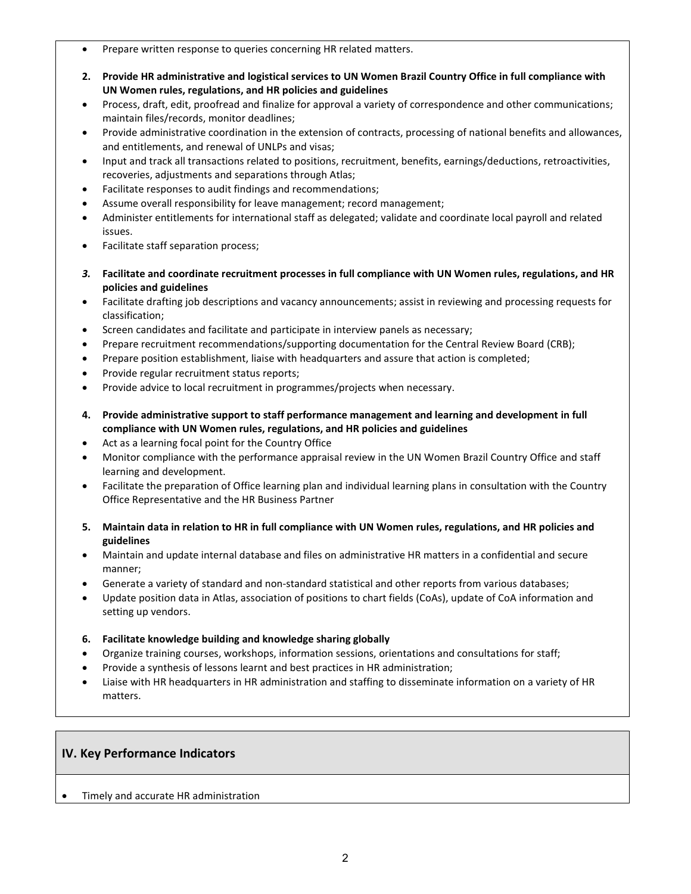- Prepare written response to queries concerning HR related matters.

**2. Provide HR administrative and logistical services to UN Women Brazil Country Office in full compliance with UN Women rules, regulations, and HR policies and guidelines**

- Process, draft, edit, proofread and finalize for approval a variety of correspondence and other communications; maintain files/records, monitor deadlines;
- Provide administrative coordination in the extension of contracts, processing of national benefits and allowances, and entitlements, and renewal of UNLPs and visas;
- Input and track all transactions related to positions, recruitment, benefits, earnings/deductions, retroactivities, recoveries, adjustments and separations through Atlas;
- Facilitate responses to audit findings and recommendations;
- Assume overall responsibility for leave management; record management;
- Administer entitlements for international staff as delegated; validate and coordinate local payroll and related issues.
- Facilitate staff separation process;

***3.* Facilitate and coordinate recruitment processes in full compliance with UN Women rules, regulations, and HR policies and guidelines**

- Facilitate drafting job descriptions and vacancy announcements; assist in reviewing and processing requests for classification;
- Screen candidates and facilitate and participate in interview panels as necessary;
- Prepare recruitment recommendations/supporting documentation for the Central Review Board (CRB);
- Prepare position establishment, liaise with headquarters and assure that action is completed;
- Provide regular recruitment status reports;
- Provide advice to local recruitment in programmes/projects when necessary.

**4. Provide administrative support to staff performance management and learning and development in full compliance with UN Women rules, regulations, and HR policies and guidelines**

- Act as a learning focal point for the Country Office
- Monitor compliance with the performance appraisal review in the UN Women Brazil Country Office and staff learning and development.
- Facilitate the preparation of Office learning plan and individual learning plans in consultation with the Country Office Representative and the HR Business Partner

**5. Maintain data in relation to HR in full compliance with UN Women rules, regulations, and HR policies and guidelines**

- Maintain and update internal database and files on administrative HR matters in a confidential and secure manner;
- Generate a variety of standard and non-standard statistical and other reports from various databases;
- Update position data in Atlas, association of positions to chart fields (CoAs), update of CoA information and setting up vendors.

**6. Facilitate knowledge building and knowledge sharing globally**

- Organize training courses, workshops, information sessions, orientations and consultations for staff;
- Provide a synthesis of lessons learnt and best practices in HR administration;
- Liaise with HR headquarters in HR administration and staffing to disseminate information on a variety of HR matters.

## IV. Key Performance Indicators

- Timely and accurate HR administration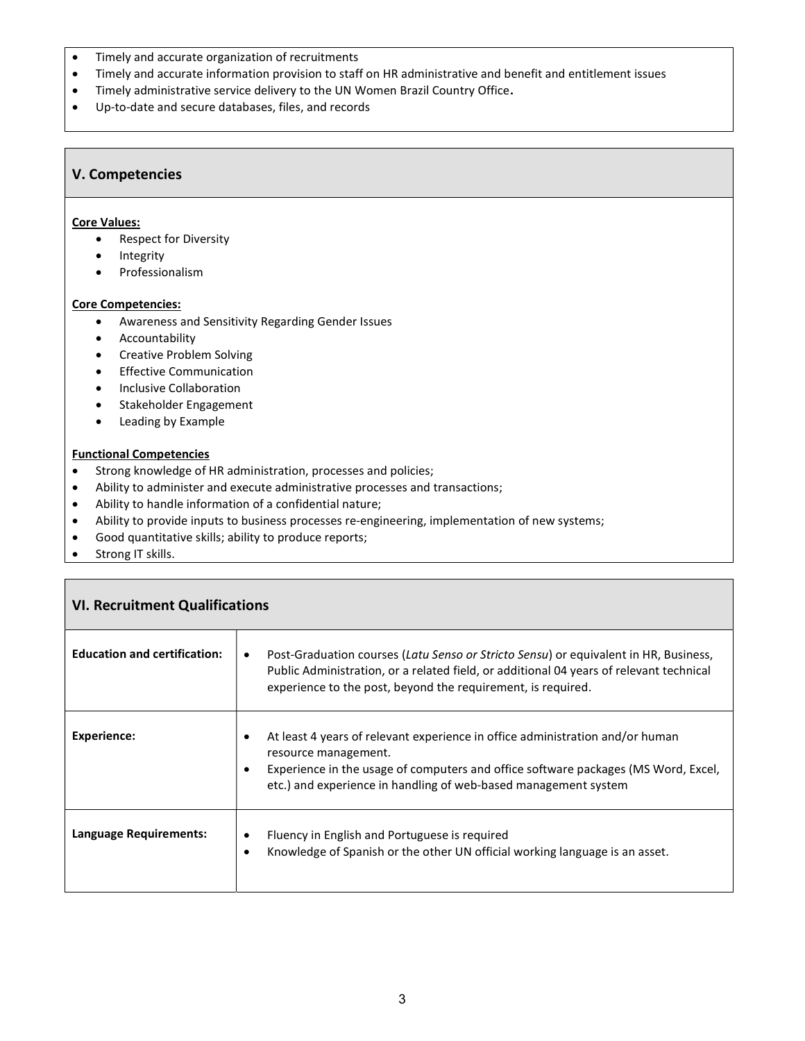- Timely and accurate organization of recruitments
- Timely and accurate information provision to staff on HR administrative and benefit and entitlement issues
- Timely administrative service delivery to the UN Women Brazil Country Office.
- Up-to-date and secure databases, files, and records

## V. Competencies

**Core Values:**

- Respect for Diversity
- Integrity
- Professionalism

**Core Competencies:**

- Awareness and Sensitivity Regarding Gender Issues
- Accountability
- Creative Problem Solving
- Effective Communication
- Inclusive Collaboration
- Stakeholder Engagement
- Leading by Example

**Functional Competencies**

- Strong knowledge of HR administration, processes and policies;
- Ability to administer and execute administrative processes and transactions;
- Ability to handle information of a confidential nature;
- Ability to provide inputs to business processes re-engineering, implementation of new systems;
- Good quantitative skills; ability to produce reports;
- Strong IT skills.

## VI. Recruitment Qualifications

| | |
|---|---|
| **Education and certification:** | • Post-Graduation courses (*Latu Senso or Stricto Sensu*) or equivalent in HR, Business, Public Administration, or a related field, or additional 04 years of relevant technical experience to the post, beyond the requirement, is required. |
| **Experience:** | • At least 4 years of relevant experience in office administration and/or human resource management.<br>• Experience in the usage of computers and office software packages (MS Word, Excel, etc.) and experience in handling of web-based management system |
| **Language Requirements:** | • Fluency in English and Portuguese is required<br>• Knowledge of Spanish or the other UN official working language is an asset. |